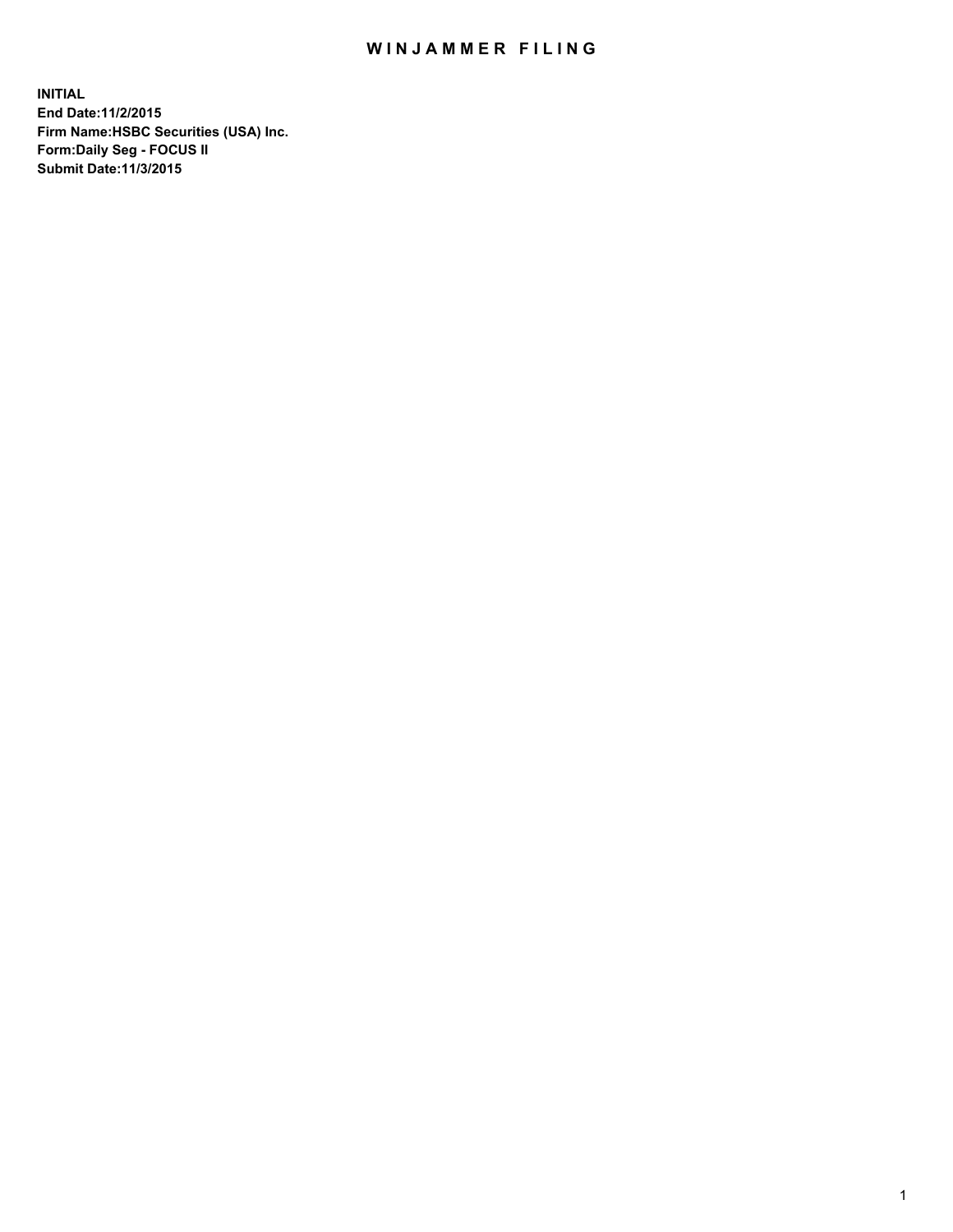# WINJAMMER FILING

**INITIAL**
**End Date:11/2/2015**
**Firm Name:HSBC Securities (USA) Inc.**
**Form:Daily Seg - FOCUS II**
**Submit Date:11/3/2015**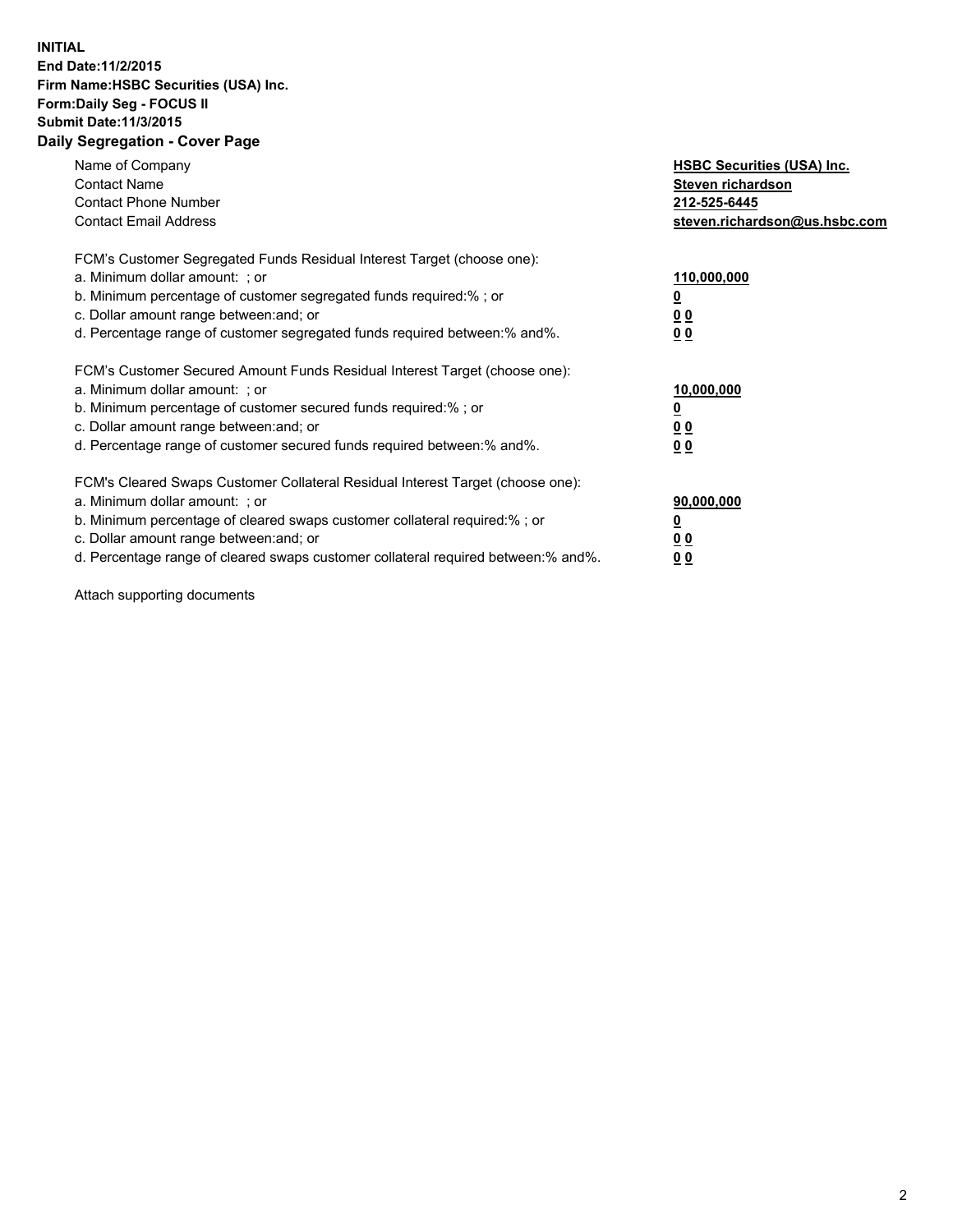**INITIAL**
**End Date:11/2/2015**
**Firm Name:HSBC Securities (USA) Inc.**
**Form:Daily Seg - FOCUS II**
**Submit Date:11/3/2015**

## Daily Segregation - Cover Page

| | |
|---|---|
| Name of Company | **HSBC Securities (USA) Inc.** |
| Contact Name | **Steven richardson** |
| Contact Phone Number | **212-525-6445** |
| Contact Email Address | **steven.richardson@us.hsbc.com** |

| | |
|---|---|
| FCM's Customer Segregated Funds Residual Interest Target (choose one): | |
| a. Minimum dollar amount: ; or | **110,000,000** |
| b. Minimum percentage of customer segregated funds required:% ; or | **0** |
| c. Dollar amount range between:and; or | **0 0** |
| d. Percentage range of customer segregated funds required between:% and%. | **0 0** |

| | |
|---|---|
| FCM's Customer Secured Amount Funds Residual Interest Target (choose one): | |
| a. Minimum dollar amount: ; or | **10,000,000** |
| b. Minimum percentage of customer secured funds required:% ; or | **0** |
| c. Dollar amount range between:and; or | **0 0** |
| d. Percentage range of customer secured funds required between:% and%. | **0 0** |

| | |
|---|---|
| FCM's Cleared Swaps Customer Collateral Residual Interest Target (choose one): | |
| a. Minimum dollar amount: ; or | **90,000,000** |
| b. Minimum percentage of cleared swaps customer collateral required:% ; or | **0** |
| c. Dollar amount range between:and; or | **0 0** |
| d. Percentage range of cleared swaps customer collateral required between:% and%. | **0 0** |

Attach supporting documents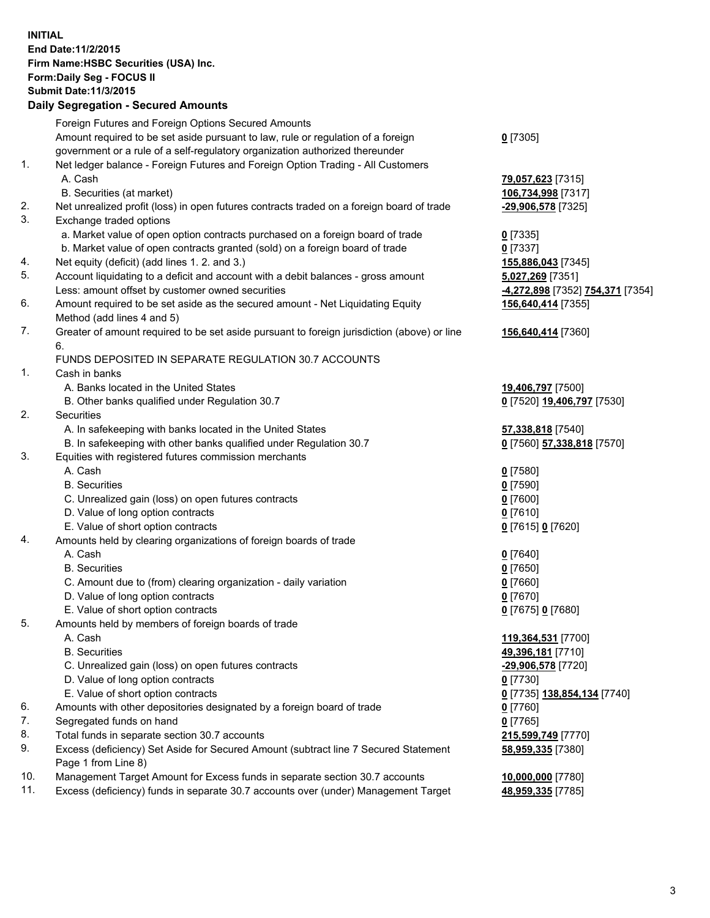**INITIAL**
**End Date:11/2/2015**
**Firm Name:HSBC Securities (USA) Inc.**
**Form:Daily Seg - FOCUS II**
**Submit Date:11/3/2015**

## Daily Segregation - Secured Amounts

| | | |
|---|---|---|
| | Foreign Futures and Foreign Options Secured Amounts | |
| | Amount required to be set aside pursuant to law, rule or regulation of a foreign government or a rule of a self-regulatory organization authorized thereunder | **0** [7305] |
| 1. | Net ledger balance - Foreign Futures and Foreign Option Trading - All Customers | |
| | A. Cash | **79,057,623** [7315] |
| | B. Securities (at market) | **106,734,998** [7317] |
| 2. | Net unrealized profit (loss) in open futures contracts traded on a foreign board of trade | **-29,906,578** [7325] |
| 3. | Exchange traded options | |
| | a. Market value of open option contracts purchased on a foreign board of trade | **0** [7335] |
| | b. Market value of open contracts granted (sold) on a foreign board of trade | **0** [7337] |
| 4. | Net equity (deficit) (add lines 1. 2. and 3.) | **155,886,043** [7345] |
| 5. | Account liquidating to a deficit and account with a debit balances - gross amount | **5,027,269** [7351] |
| | Less: amount offset by customer owned securities | **-4,272,898** [7352] **754,371** [7354] |
| 6. | Amount required to be set aside as the secured amount - Net Liquidating Equity Method (add lines 4 and 5) | **156,640,414** [7355] |
| 7. | Greater of amount required to be set aside pursuant to foreign jurisdiction (above) or line 6. | **156,640,414** [7360] |
| | FUNDS DEPOSITED IN SEPARATE REGULATION 30.7 ACCOUNTS | |
| 1. | Cash in banks | |
| | A. Banks located in the United States | **19,406,797** [7500] |
| | B. Other banks qualified under Regulation 30.7 | **0** [7520] **19,406,797** [7530] |
| 2. | Securities | |
| | A. In safekeeping with banks located in the United States | **57,338,818** [7540] |
| | B. In safekeeping with other banks qualified under Regulation 30.7 | **0** [7560] **57,338,818** [7570] |
| 3. | Equities with registered futures commission merchants | |
| | A. Cash | **0** [7580] |
| | B. Securities | **0** [7590] |
| | C. Unrealized gain (loss) on open futures contracts | **0** [7600] |
| | D. Value of long option contracts | **0** [7610] |
| | E. Value of short option contracts | **0** [7615] **0** [7620] |
| 4. | Amounts held by clearing organizations of foreign boards of trade | |
| | A. Cash | **0** [7640] |
| | B. Securities | **0** [7650] |
| | C. Amount due to (from) clearing organization - daily variation | **0** [7660] |
| | D. Value of long option contracts | **0** [7670] |
| | E. Value of short option contracts | **0** [7675] **0** [7680] |
| 5. | Amounts held by members of foreign boards of trade | |
| | A. Cash | **119,364,531** [7700] |
| | B. Securities | **49,396,181** [7710] |
| | C. Unrealized gain (loss) on open futures contracts | **-29,906,578** [7720] |
| | D. Value of long option contracts | **0** [7730] |
| | E. Value of short option contracts | **0** [7735] **138,854,134** [7740] |
| 6. | Amounts with other depositories designated by a foreign board of trade | **0** [7760] |
| 7. | Segregated funds on hand | **0** [7765] |
| 8. | Total funds in separate section 30.7 accounts | **215,599,749** [7770] |
| 9. | Excess (deficiency) Set Aside for Secured Amount (subtract line 7 Secured Statement Page 1 from Line 8) | **58,959,335** [7380] |
| 10. | Management Target Amount for Excess funds in separate section 30.7 accounts | **10,000,000** [7780] |
| 11. | Excess (deficiency) funds in separate 30.7 accounts over (under) Management Target | **48,959,335** [7785] |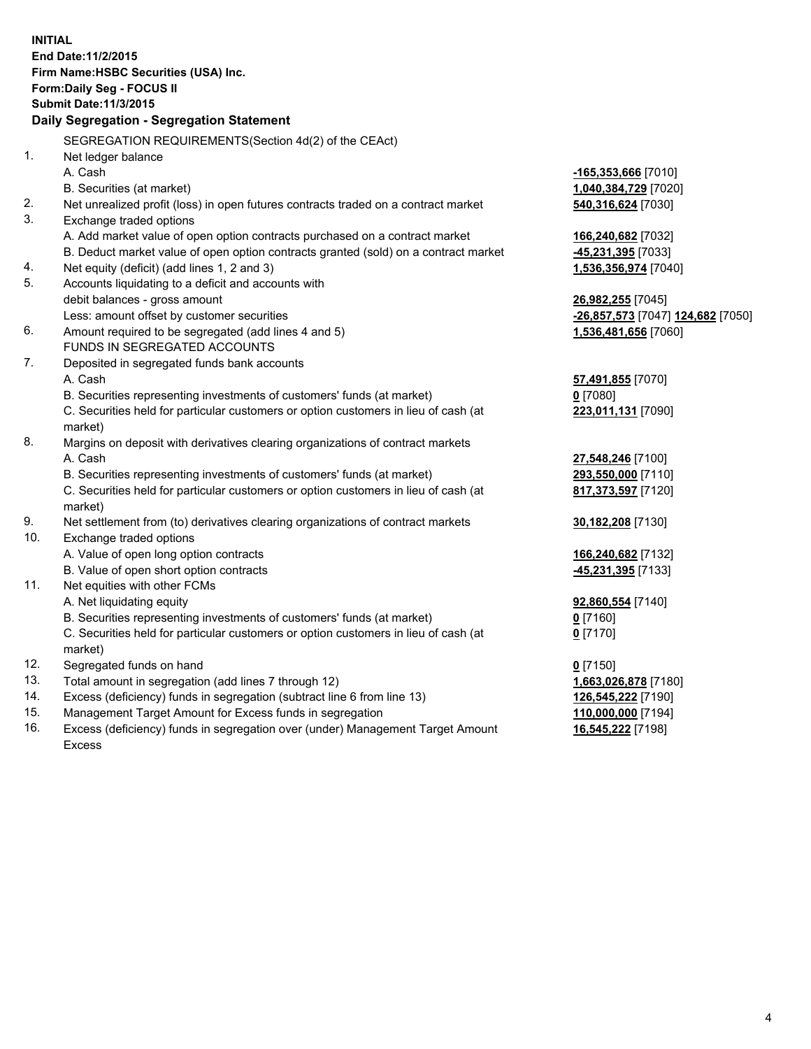**INITIAL**
**End Date:11/2/2015**
**Firm Name:HSBC Securities (USA) Inc.**
**Form:Daily Seg - FOCUS II**
**Submit Date:11/3/2015**

### Daily Segregation - Segregation Statement

SEGREGATION REQUIREMENTS(Section 4d(2) of the CEAct)

| | | |
|---|---|---|
| 1. | Net ledger balance | |
| | A. Cash | **-165,353,666** [7010] |
| | B. Securities (at market) | **1,040,384,729** [7020] |
| 2. | Net unrealized profit (loss) in open futures contracts traded on a contract market | **540,316,624** [7030] |
| 3. | Exchange traded options | |
| | A. Add market value of open option contracts purchased on a contract market | **166,240,682** [7032] |
| | B. Deduct market value of open option contracts granted (sold) on a contract market | **-45,231,395** [7033] |
| 4. | Net equity (deficit) (add lines 1, 2 and 3) | **1,536,356,974** [7040] |
| 5. | Accounts liquidating to a deficit and accounts with debit balances - gross amount | **26,982,255** [7045] |
| | Less: amount offset by customer securities | **-26,857,573** [7047] **124,682** [7050] |
| 6. | Amount required to be segregated (add lines 4 and 5) | **1,536,481,656** [7060] |
| | FUNDS IN SEGREGATED ACCOUNTS | |
| 7. | Deposited in segregated funds bank accounts | |
| | A. Cash | **57,491,855** [7070] |
| | B. Securities representing investments of customers' funds (at market) | **0** [7080] |
| | C. Securities held for particular customers or option customers in lieu of cash (at market) | **223,011,131** [7090] |
| 8. | Margins on deposit with derivatives clearing organizations of contract markets | |
| | A. Cash | **27,548,246** [7100] |
| | B. Securities representing investments of customers' funds (at market) | **293,550,000** [7110] |
| | C. Securities held for particular customers or option customers in lieu of cash (at market) | **817,373,597** [7120] |
| 9. | Net settlement from (to) derivatives clearing organizations of contract markets | **30,182,208** [7130] |
| 10. | Exchange traded options | |
| | A. Value of open long option contracts | **166,240,682** [7132] |
| | B. Value of open short option contracts | **-45,231,395** [7133] |
| 11. | Net equities with other FCMs | |
| | A. Net liquidating equity | **92,860,554** [7140] |
| | B. Securities representing investments of customers' funds (at market) | **0** [7160] |
| | C. Securities held for particular customers or option customers in lieu of cash (at market) | **0** [7170] |
| 12. | Segregated funds on hand | **0** [7150] |
| 13. | Total amount in segregation (add lines 7 through 12) | **1,663,026,878** [7180] |
| 14. | Excess (deficiency) funds in segregation (subtract line 6 from line 13) | **126,545,222** [7190] |
| 15. | Management Target Amount for Excess funds in segregation | **110,000,000** [7194] |
| 16. | Excess (deficiency) funds in segregation over (under) Management Target Amount Excess | **16,545,222** [7198] |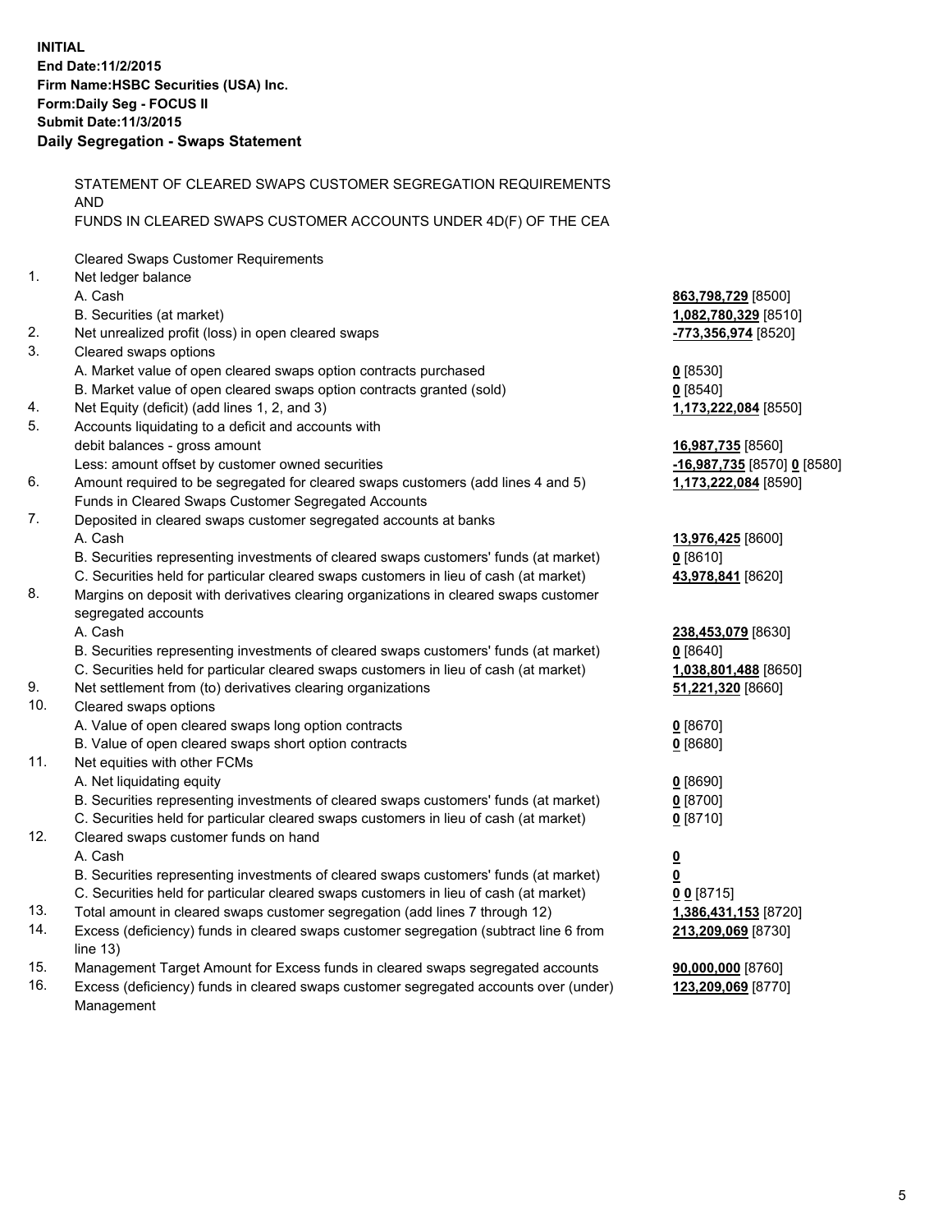**INITIAL**
**End Date:11/2/2015**
**Firm Name:HSBC Securities (USA) Inc.**
**Form:Daily Seg - FOCUS II**
**Submit Date:11/3/2015**
**Daily Segregation - Swaps Statement**

STATEMENT OF CLEARED SWAPS CUSTOMER SEGREGATION REQUIREMENTS AND FUNDS IN CLEARED SWAPS CUSTOMER ACCOUNTS UNDER 4D(F) OF THE CEA

| | | |
|---|---|---|
| | Cleared Swaps Customer Requirements | |
| 1. | Net ledger balance | |
| | A. Cash | **863,798,729** [8500] |
| | B. Securities (at market) | **1,082,780,329** [8510] |
| 2. | Net unrealized profit (loss) in open cleared swaps | **-773,356,974** [8520] |
| 3. | Cleared swaps options | |
| | A. Market value of open cleared swaps option contracts purchased | **0** [8530] |
| | B. Market value of open cleared swaps option contracts granted (sold) | **0** [8540] |
| 4. | Net Equity (deficit) (add lines 1, 2, and 3) | **1,173,222,084** [8550] |
| 5. | Accounts liquidating to a deficit and accounts with debit balances - gross amount | **16,987,735** [8560] |
| | Less: amount offset by customer owned securities | **-16,987,735** [8570] **0** [8580] |
| 6. | Amount required to be segregated for cleared swaps customers (add lines 4 and 5) | **1,173,222,084** [8590] |
| | Funds in Cleared Swaps Customer Segregated Accounts | |
| 7. | Deposited in cleared swaps customer segregated accounts at banks | |
| | A. Cash | **13,976,425** [8600] |
| | B. Securities representing investments of cleared swaps customers' funds (at market) | **0** [8610] |
| | C. Securities held for particular cleared swaps customers in lieu of cash (at market) | **43,978,841** [8620] |
| 8. | Margins on deposit with derivatives clearing organizations in cleared swaps customer segregated accounts | |
| | A. Cash | **238,453,079** [8630] |
| | B. Securities representing investments of cleared swaps customers' funds (at market) | **0** [8640] |
| | C. Securities held for particular cleared swaps customers in lieu of cash (at market) | **1,038,801,488** [8650] |
| 9. | Net settlement from (to) derivatives clearing organizations | **51,221,320** [8660] |
| 10. | Cleared swaps options | |
| | A. Value of open cleared swaps long option contracts | **0** [8670] |
| | B. Value of open cleared swaps short option contracts | **0** [8680] |
| 11. | Net equities with other FCMs | |
| | A. Net liquidating equity | **0** [8690] |
| | B. Securities representing investments of cleared swaps customers' funds (at market) | **0** [8700] |
| | C. Securities held for particular cleared swaps customers in lieu of cash (at market) | **0** [8710] |
| 12. | Cleared swaps customer funds on hand | |
| | A. Cash | **0** |
| | B. Securities representing investments of cleared swaps customers' funds (at market) | **0** |
| | C. Securities held for particular cleared swaps customers in lieu of cash (at market) | **0** **0** [8715] |
| 13. | Total amount in cleared swaps customer segregation (add lines 7 through 12) | **1,386,431,153** [8720] |
| 14. | Excess (deficiency) funds in cleared swaps customer segregation (subtract line 6 from line 13) | **213,209,069** [8730] |
| 15. | Management Target Amount for Excess funds in cleared swaps segregated accounts | **90,000,000** [8760] |
| 16. | Excess (deficiency) funds in cleared swaps customer segregated accounts over (under) Management | **123,209,069** [8770] |